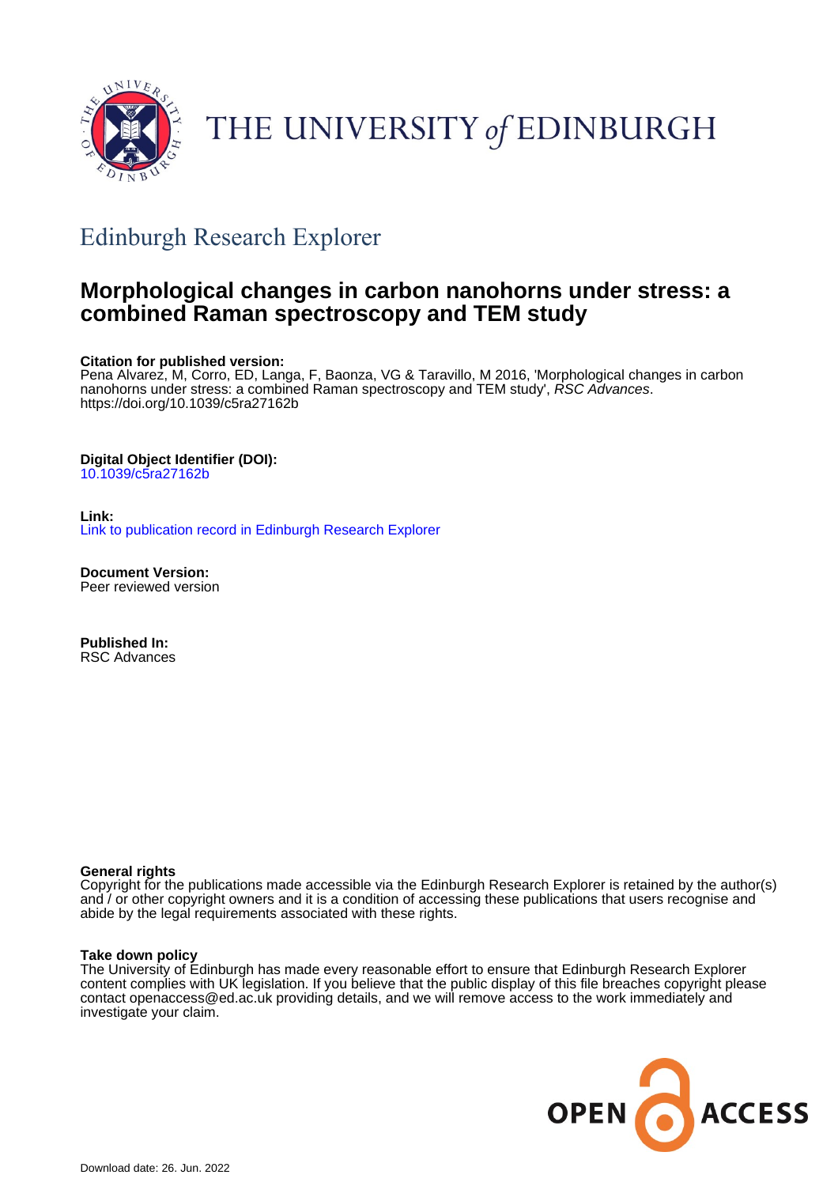THE UNIVERSITY *of* EDINBURGH

## Edinburgh Research Explorer

# Morphological changes in carbon nanohorns under stress: a combined Raman spectroscopy and TEM study

**Citation for published version:**
Pena Alvarez, M, Corro, ED, Langa, F, Baonza, VG & Taravillo, M 2016, 'Morphological changes in carbon nanohorns under stress: a combined Raman spectroscopy and TEM study', *RSC Advances*. https://doi.org/10.1039/c5ra27162b

**Digital Object Identifier (DOI):**
10.1039/c5ra27162b

**Link:**
Link to publication record in Edinburgh Research Explorer

**Document Version:**
Peer reviewed version

**Published In:**
RSC Advances

**General rights**
Copyright for the publications made accessible via the Edinburgh Research Explorer is retained by the author(s) and / or other copyright owners and it is a condition of accessing these publications that users recognise and abide by the legal requirements associated with these rights.

**Take down policy**
The University of Edinburgh has made every reasonable effort to ensure that Edinburgh Research Explorer content complies with UK legislation. If you believe that the public display of this file breaches copyright please contact openaccess@ed.ac.uk providing details, and we will remove access to the work immediately and investigate your claim.

Download date: 26. Jun. 2022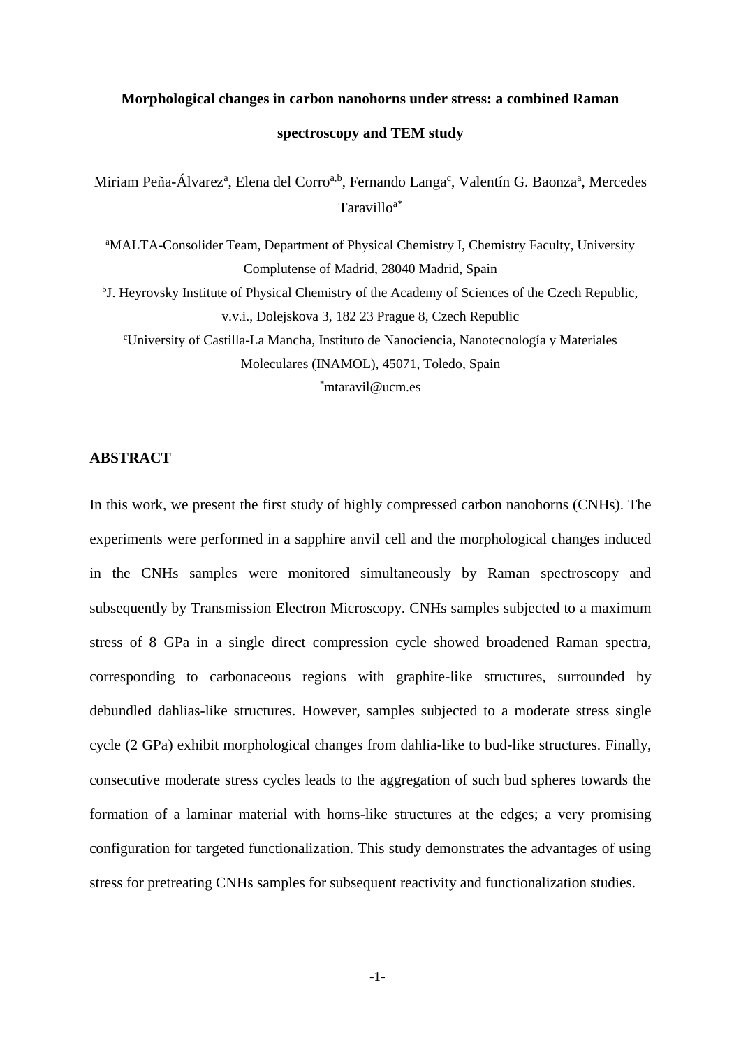# Morphological changes in carbon nanohorns under stress: a combined Raman spectroscopy and TEM study

Miriam Peña-Álvarez[a], Elena del Corro[a,b], Fernando Langa[c], Valentín G. Baonza[a], Mercedes Taravillo[a*]

[a]MALTA-Consolider Team, Department of Physical Chemistry I, Chemistry Faculty, University Complutense of Madrid, 28040 Madrid, Spain

[b]J. Heyrovsky Institute of Physical Chemistry of the Academy of Sciences of the Czech Republic, v.v.i., Dolejskova 3, 182 23 Prague 8, Czech Republic

[c]University of Castilla-La Mancha, Instituto de Nanociencia, Nanotecnología y Materiales Moleculares (INAMOL), 45071, Toledo, Spain

[*]mtaravil@ucm.es

## ABSTRACT

In this work, we present the first study of highly compressed carbon nanohorns (CNHs). The experiments were performed in a sapphire anvil cell and the morphological changes induced in the CNHs samples were monitored simultaneously by Raman spectroscopy and subsequently by Transmission Electron Microscopy. CNHs samples subjected to a maximum stress of 8 GPa in a single direct compression cycle showed broadened Raman spectra, corresponding to carbonaceous regions with graphite-like structures, surrounded by debundled dahlias-like structures. However, samples subjected to a moderate stress single cycle (2 GPa) exhibit morphological changes from dahlia-like to bud-like structures. Finally, consecutive moderate stress cycles leads to the aggregation of such bud spheres towards the formation of a laminar material with horns-like structures at the edges; a very promising configuration for targeted functionalization. This study demonstrates the advantages of using stress for pretreating CNHs samples for subsequent reactivity and functionalization studies.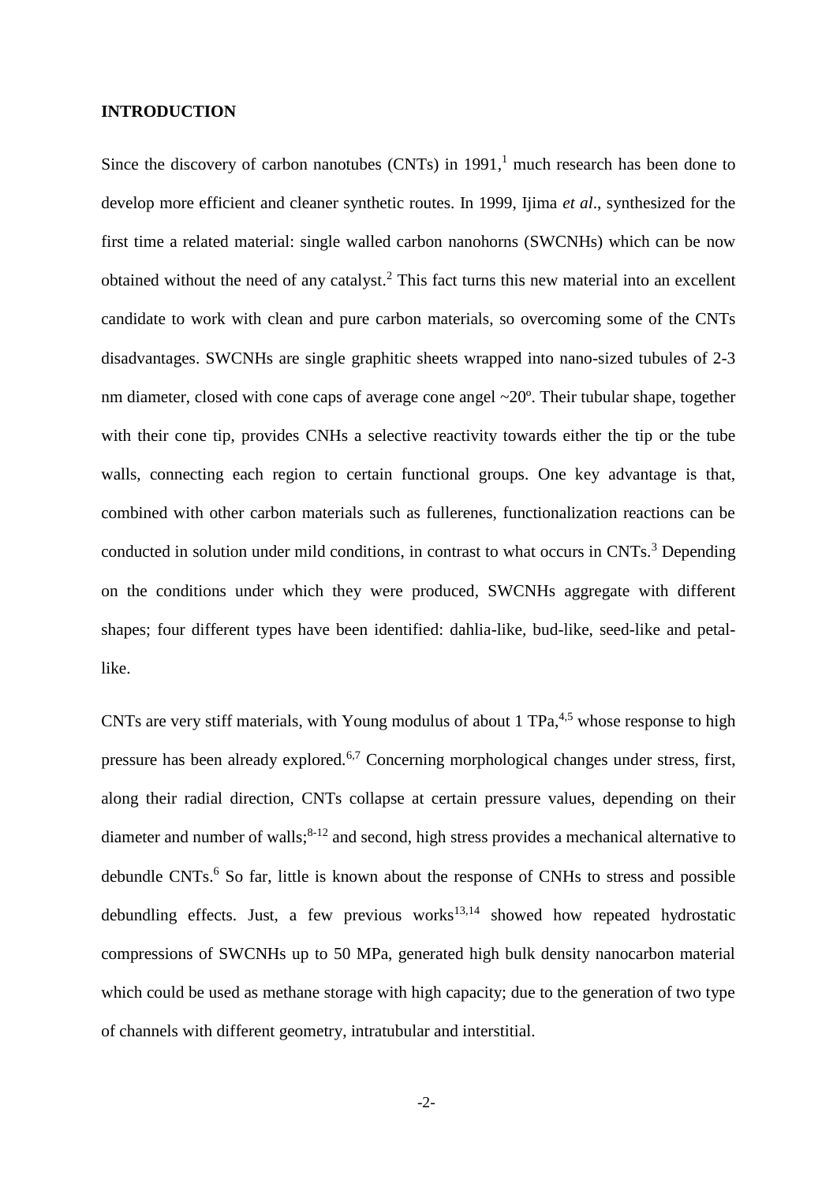**INTRODUCTION**

Since the discovery of carbon nanotubes (CNTs) in 1991,[1] much research has been done to develop more efficient and cleaner synthetic routes. In 1999, Ijima *et al*., synthesized for the first time a related material: single walled carbon nanohorns (SWCNHs) which can be now obtained without the need of any catalyst.[2] This fact turns this new material into an excellent candidate to work with clean and pure carbon materials, so overcoming some of the CNTs disadvantages. SWCNHs are single graphitic sheets wrapped into nano-sized tubules of 2-3 nm diameter, closed with cone caps of average cone angel ~20º. Their tubular shape, together with their cone tip, provides CNHs a selective reactivity towards either the tip or the tube walls, connecting each region to certain functional groups. One key advantage is that, combined with other carbon materials such as fullerenes, functionalization reactions can be conducted in solution under mild conditions, in contrast to what occurs in CNTs.[3] Depending on the conditions under which they were produced, SWCNHs aggregate with different shapes; four different types have been identified: dahlia-like, bud-like, seed-like and petal-like.

CNTs are very stiff materials, with Young modulus of about 1 TPa,[4,5] whose response to high pressure has been already explored.[6,7] Concerning morphological changes under stress, first, along their radial direction, CNTs collapse at certain pressure values, depending on their diameter and number of walls;[8-12] and second, high stress provides a mechanical alternative to debundle CNTs.[6] So far, little is known about the response of CNHs to stress and possible debundling effects. Just, a few previous works[13,14] showed how repeated hydrostatic compressions of SWCNHs up to 50 MPa, generated high bulk density nanocarbon material which could be used as methane storage with high capacity; due to the generation of two type of channels with different geometry, intratubular and interstitial.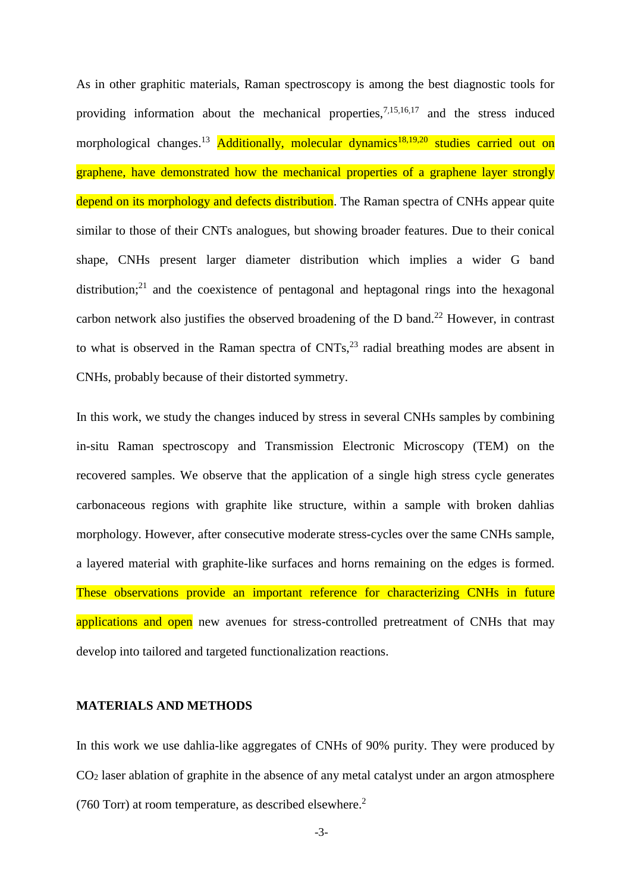As in other graphitic materials, Raman spectroscopy is among the best diagnostic tools for providing information about the mechanical properties,[7,15,16,17] and the stress induced morphological changes.[13] Additionally, molecular dynamics[18,19,20] studies carried out on graphene, have demonstrated how the mechanical properties of a graphene layer strongly depend on its morphology and defects distribution. The Raman spectra of CNHs appear quite similar to those of their CNTs analogues, but showing broader features. Due to their conical shape, CNHs present larger diameter distribution which implies a wider G band distribution;[21] and the coexistence of pentagonal and heptagonal rings into the hexagonal carbon network also justifies the observed broadening of the D band.[22] However, in contrast to what is observed in the Raman spectra of CNTs,[23] radial breathing modes are absent in CNHs, probably because of their distorted symmetry.

In this work, we study the changes induced by stress in several CNHs samples by combining in-situ Raman spectroscopy and Transmission Electronic Microscopy (TEM) on the recovered samples. We observe that the application of a single high stress cycle generates carbonaceous regions with graphite like structure, within a sample with broken dahlias morphology. However, after consecutive moderate stress-cycles over the same CNHs sample, a layered material with graphite-like surfaces and horns remaining on the edges is formed. These observations provide an important reference for characterizing CNHs in future applications and open new avenues for stress-controlled pretreatment of CNHs that may develop into tailored and targeted functionalization reactions.

## MATERIALS AND METHODS

In this work we use dahlia-like aggregates of CNHs of 90% purity. They were produced by $CO_2$ laser ablation of graphite in the absence of any metal catalyst under an argon atmosphere (760 Torr) at room temperature, as described elsewhere.[2]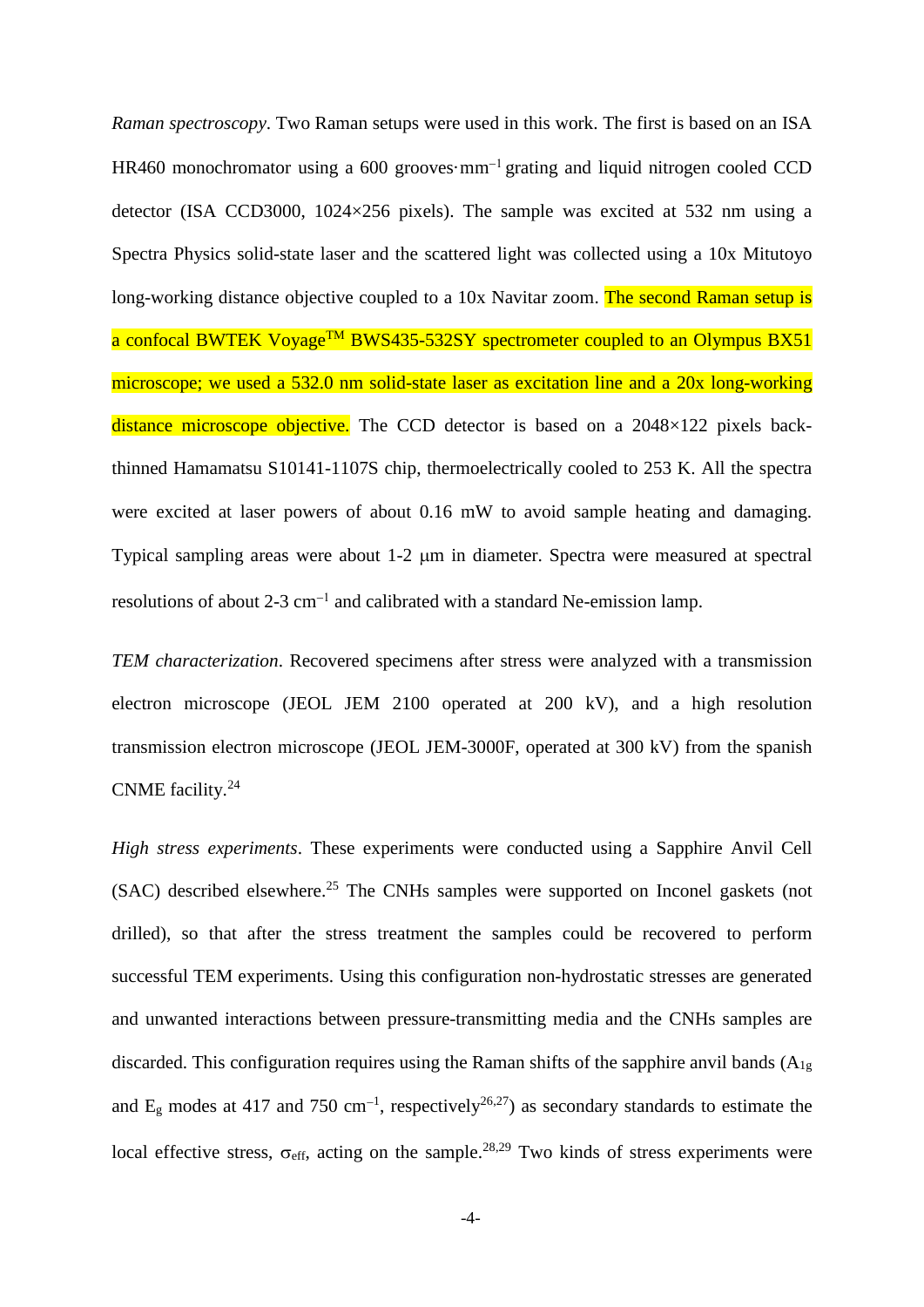*Raman spectroscopy*. Two Raman setups were used in this work. The first is based on an ISA HR460 monochromator using a 600 grooves·mm$^{-1}$ grating and liquid nitrogen cooled CCD detector (ISA CCD3000, 1024×256 pixels). The sample was excited at 532 nm using a Spectra Physics solid-state laser and the scattered light was collected using a 10x Mitutoyo long-working distance objective coupled to a 10x Navitar zoom. The second Raman setup is a confocal BWTEK Voyage™ BWS435-532SY spectrometer coupled to an Olympus BX51 microscope; we used a 532.0 nm solid-state laser as excitation line and a 20x long-working distance microscope objective. The CCD detector is based on a 2048×122 pixels back-thinned Hamamatsu S10141-1107S chip, thermoelectrically cooled to 253 K. All the spectra were excited at laser powers of about 0.16 mW to avoid sample heating and damaging. Typical sampling areas were about 1-2 μm in diameter. Spectra were measured at spectral resolutions of about 2-3 cm$^{-1}$ and calibrated with a standard Ne-emission lamp.

*TEM characterization*. Recovered specimens after stress were analyzed with a transmission electron microscope (JEOL JEM 2100 operated at 200 kV), and a high resolution transmission electron microscope (JEOL JEM-3000F, operated at 300 kV) from the spanish CNME facility.[24]

*High stress experiments*. These experiments were conducted using a Sapphire Anvil Cell (SAC) described elsewhere.[25] The CNHs samples were supported on Inconel gaskets (not drilled), so that after the stress treatment the samples could be recovered to perform successful TEM experiments. Using this configuration non-hydrostatic stresses are generated and unwanted interactions between pressure-transmitting media and the CNHs samples are discarded. This configuration requires using the Raman shifts of the sapphire anvil bands ($A_{1g}$ and $E_g$ modes at 417 and 750 cm$^{-1}$, respectively[26,27]) as secondary standards to estimate the local effective stress, $\sigma_{eff}$, acting on the sample.[28,29] Two kinds of stress experiments were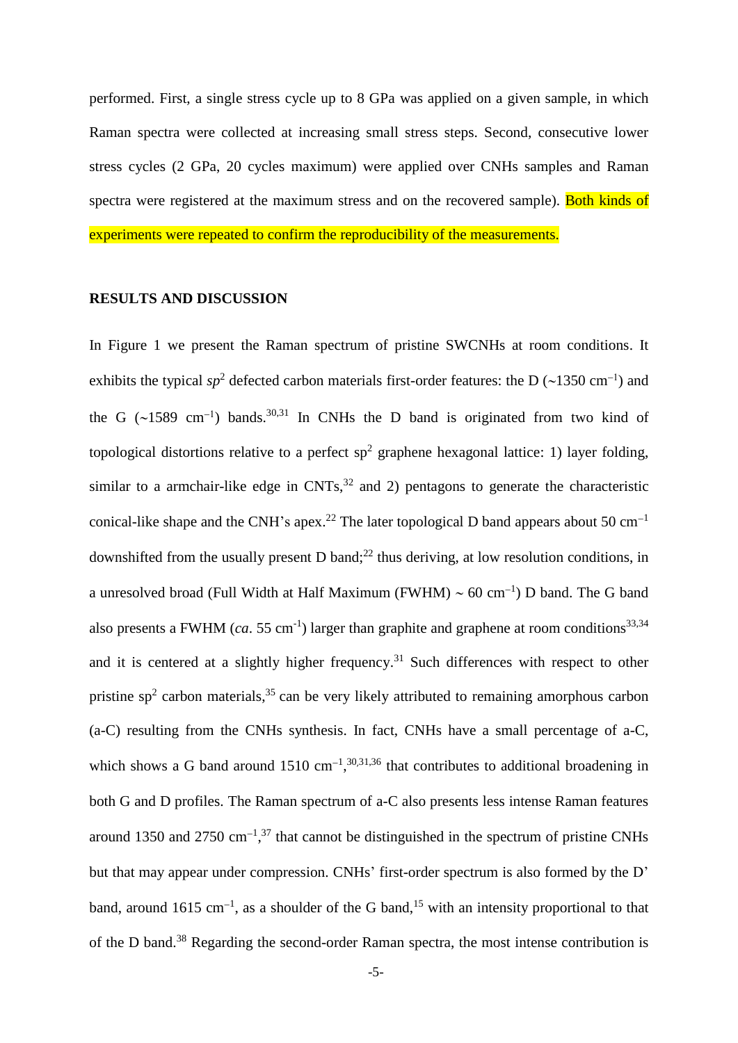performed. First, a single stress cycle up to 8 GPa was applied on a given sample, in which Raman spectra were collected at increasing small stress steps. Second, consecutive lower stress cycles (2 GPa, 20 cycles maximum) were applied over CNHs samples and Raman spectra were registered at the maximum stress and on the recovered sample). Both kinds of experiments were repeated to confirm the reproducibility of the measurements.

## RESULTS AND DISCUSSION

In Figure 1 we present the Raman spectrum of pristine SWCNHs at room conditions. It exhibits the typical $sp^2$ defected carbon materials first-order features: the D (~1350 $cm^{-1}$) and the G (~1589 $cm^{-1}$) bands.[30,31] In CNHs the D band is originated from two kind of topological distortions relative to a perfect $sp^2$ graphene hexagonal lattice: 1) layer folding, similar to a armchair-like edge in CNTs,[32] and 2) pentagons to generate the characteristic conical-like shape and the CNH's apex.[22] The later topological D band appears about 50 $cm^{-1}$ downshifted from the usually present D band;[22] thus deriving, at low resolution conditions, in a unresolved broad (Full Width at Half Maximum (FWHM) ~ 60 $cm^{-1}$) D band. The G band also presents a FWHM (*ca*. 55 $cm^{-1}$) larger than graphite and graphene at room conditions[33,34] and it is centered at a slightly higher frequency.[31] Such differences with respect to other pristine $sp^2$ carbon materials,[35] can be very likely attributed to remaining amorphous carbon (a-C) resulting from the CNHs synthesis. In fact, CNHs have a small percentage of a-C, which shows a G band around 1510 $cm^{-1}$,[30,31,36] that contributes to additional broadening in both G and D profiles. The Raman spectrum of a-C also presents less intense Raman features around 1350 and 2750 $cm^{-1}$,[37] that cannot be distinguished in the spectrum of pristine CNHs but that may appear under compression. CNHs' first-order spectrum is also formed by the D' band, around 1615 $cm^{-1}$, as a shoulder of the G band,[15] with an intensity proportional to that of the D band.[38] Regarding the second-order Raman spectra, the most intense contribution is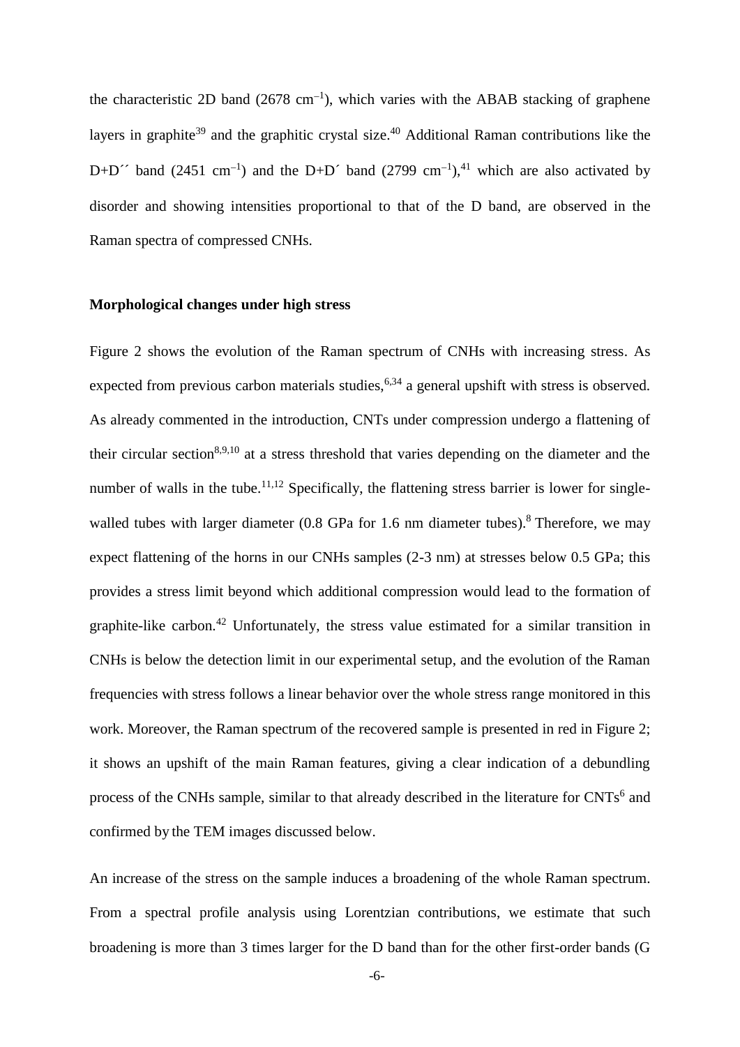the characteristic 2D band (2678 $cm^{-1}$), which varies with the ABAB stacking of graphene layers in graphite[39] and the graphitic crystal size.[40] Additional Raman contributions like the D+D´´ band (2451 $cm^{-1}$) and the D+D´ band (2799 $cm^{-1}$),[41] which are also activated by disorder and showing intensities proportional to that of the D band, are observed in the Raman spectra of compressed CNHs.

**Morphological changes under high stress**

Figure 2 shows the evolution of the Raman spectrum of CNHs with increasing stress. As expected from previous carbon materials studies,[6,34] a general upshift with stress is observed. As already commented in the introduction, CNTs under compression undergo a flattening of their circular section[8,9,10] at a stress threshold that varies depending on the diameter and the number of walls in the tube.[11,12] Specifically, the flattening stress barrier is lower for single-walled tubes with larger diameter (0.8 GPa for 1.6 nm diameter tubes).[8] Therefore, we may expect flattening of the horns in our CNHs samples (2-3 nm) at stresses below 0.5 GPa; this provides a stress limit beyond which additional compression would lead to the formation of graphite-like carbon.[42] Unfortunately, the stress value estimated for a similar transition in CNHs is below the detection limit in our experimental setup, and the evolution of the Raman frequencies with stress follows a linear behavior over the whole stress range monitored in this work. Moreover, the Raman spectrum of the recovered sample is presented in red in Figure 2; it shows an upshift of the main Raman features, giving a clear indication of a debundling process of the CNHs sample, similar to that already described in the literature for CNTs[6] and confirmed by the TEM images discussed below.

An increase of the stress on the sample induces a broadening of the whole Raman spectrum. From a spectral profile analysis using Lorentzian contributions, we estimate that such broadening is more than 3 times larger for the D band than for the other first-order bands (G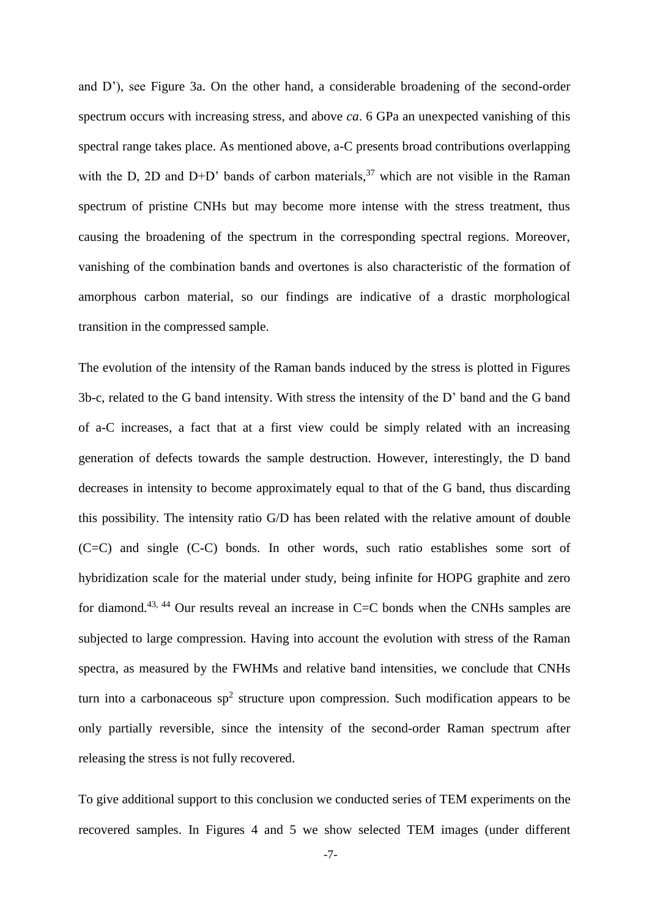and D'), see Figure 3a. On the other hand, a considerable broadening of the second-order spectrum occurs with increasing stress, and above *ca*. 6 GPa an unexpected vanishing of this spectral range takes place. As mentioned above, a-C presents broad contributions overlapping with the D, 2D and D+D' bands of carbon materials,[37] which are not visible in the Raman spectrum of pristine CNHs but may become more intense with the stress treatment, thus causing the broadening of the spectrum in the corresponding spectral regions. Moreover, vanishing of the combination bands and overtones is also characteristic of the formation of amorphous carbon material, so our findings are indicative of a drastic morphological transition in the compressed sample.

The evolution of the intensity of the Raman bands induced by the stress is plotted in Figures 3b-c, related to the G band intensity. With stress the intensity of the D' band and the G band of a-C increases, a fact that at a first view could be simply related with an increasing generation of defects towards the sample destruction. However, interestingly, the D band decreases in intensity to become approximately equal to that of the G band, thus discarding this possibility. The intensity ratio G/D has been related with the relative amount of double (C=C) and single (C-C) bonds. In other words, such ratio establishes some sort of hybridization scale for the material under study, being infinite for HOPG graphite and zero for diamond.[43, 44] Our results reveal an increase in C=C bonds when the CNHs samples are subjected to large compression. Having into account the evolution with stress of the Raman spectra, as measured by the FWHMs and relative band intensities, we conclude that CNHs turn into a carbonaceous $sp^2$ structure upon compression. Such modification appears to be only partially reversible, since the intensity of the second-order Raman spectrum after releasing the stress is not fully recovered.

To give additional support to this conclusion we conducted series of TEM experiments on the recovered samples. In Figures 4 and 5 we show selected TEM images (under different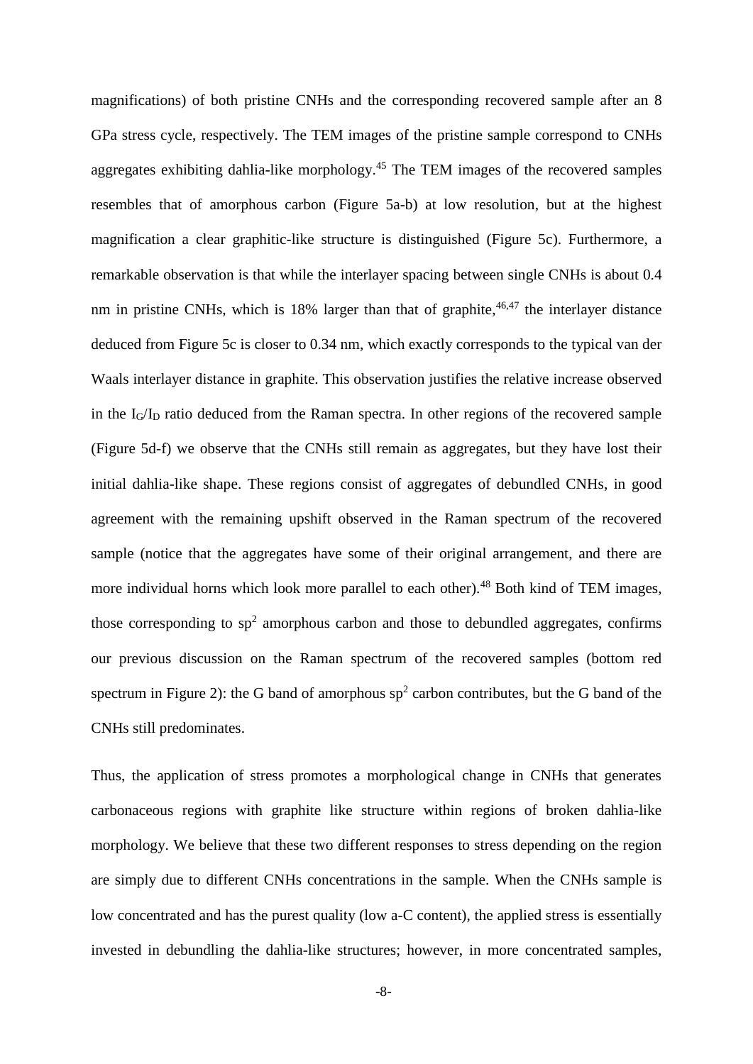magnifications) of both pristine CNHs and the corresponding recovered sample after an 8 GPa stress cycle, respectively. The TEM images of the pristine sample correspond to CNHs aggregates exhibiting dahlia-like morphology.[45] The TEM images of the recovered samples resembles that of amorphous carbon (Figure 5a-b) at low resolution, but at the highest magnification a clear graphitic-like structure is distinguished (Figure 5c). Furthermore, a remarkable observation is that while the interlayer spacing between single CNHs is about 0.4 nm in pristine CNHs, which is 18% larger than that of graphite,[46,47] the interlayer distance deduced from Figure 5c is closer to 0.34 nm, which exactly corresponds to the typical van der Waals interlayer distance in graphite. This observation justifies the relative increase observed in the $I_G/I_D$ ratio deduced from the Raman spectra. In other regions of the recovered sample (Figure 5d-f) we observe that the CNHs still remain as aggregates, but they have lost their initial dahlia-like shape. These regions consist of aggregates of debundled CNHs, in good agreement with the remaining upshift observed in the Raman spectrum of the recovered sample (notice that the aggregates have some of their original arrangement, and there are more individual horns which look more parallel to each other).[48] Both kind of TEM images, those corresponding to $sp^2$ amorphous carbon and those to debundled aggregates, confirms our previous discussion on the Raman spectrum of the recovered samples (bottom red spectrum in Figure 2): the G band of amorphous $sp^2$ carbon contributes, but the G band of the CNHs still predominates.

Thus, the application of stress promotes a morphological change in CNHs that generates carbonaceous regions with graphite like structure within regions of broken dahlia-like morphology. We believe that these two different responses to stress depending on the region are simply due to different CNHs concentrations in the sample. When the CNHs sample is low concentrated and has the purest quality (low a-C content), the applied stress is essentially invested in debundling the dahlia-like structures; however, in more concentrated samples,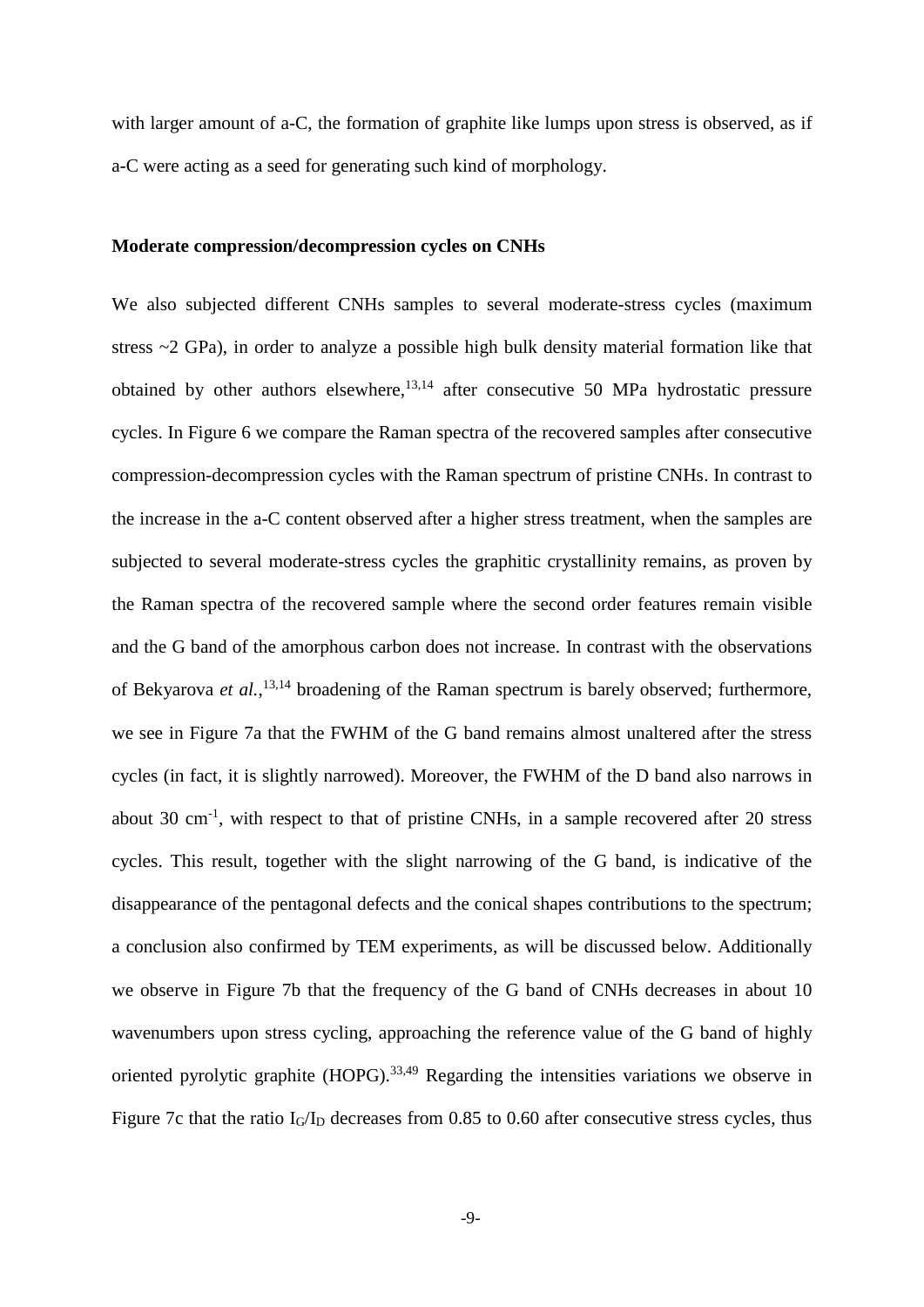with larger amount of a-C, the formation of graphite like lumps upon stress is observed, as if a-C were acting as a seed for generating such kind of morphology.

**Moderate compression/decompression cycles on CNHs**

We also subjected different CNHs samples to several moderate-stress cycles (maximum stress ~2 GPa), in order to analyze a possible high bulk density material formation like that obtained by other authors elsewhere,[13,14] after consecutive 50 MPa hydrostatic pressure cycles. In Figure 6 we compare the Raman spectra of the recovered samples after consecutive compression-decompression cycles with the Raman spectrum of pristine CNHs. In contrast to the increase in the a-C content observed after a higher stress treatment, when the samples are subjected to several moderate-stress cycles the graphitic crystallinity remains, as proven by the Raman spectra of the recovered sample where the second order features remain visible and the G band of the amorphous carbon does not increase. In contrast with the observations of Bekyarova *et al.*,[13,14] broadening of the Raman spectrum is barely observed; furthermore, we see in Figure 7a that the FWHM of the G band remains almost unaltered after the stress cycles (in fact, it is slightly narrowed). Moreover, the FWHM of the D band also narrows in about 30 cm$^{-1}$, with respect to that of pristine CNHs, in a sample recovered after 20 stress cycles. This result, together with the slight narrowing of the G band, is indicative of the disappearance of the pentagonal defects and the conical shapes contributions to the spectrum; a conclusion also confirmed by TEM experiments, as will be discussed below. Additionally we observe in Figure 7b that the frequency of the G band of CNHs decreases in about 10 wavenumbers upon stress cycling, approaching the reference value of the G band of highly oriented pyrolytic graphite (HOPG).[33,49] Regarding the intensities variations we observe in Figure 7c that the ratio $I_G/I_D$ decreases from 0.85 to 0.60 after consecutive stress cycles, thus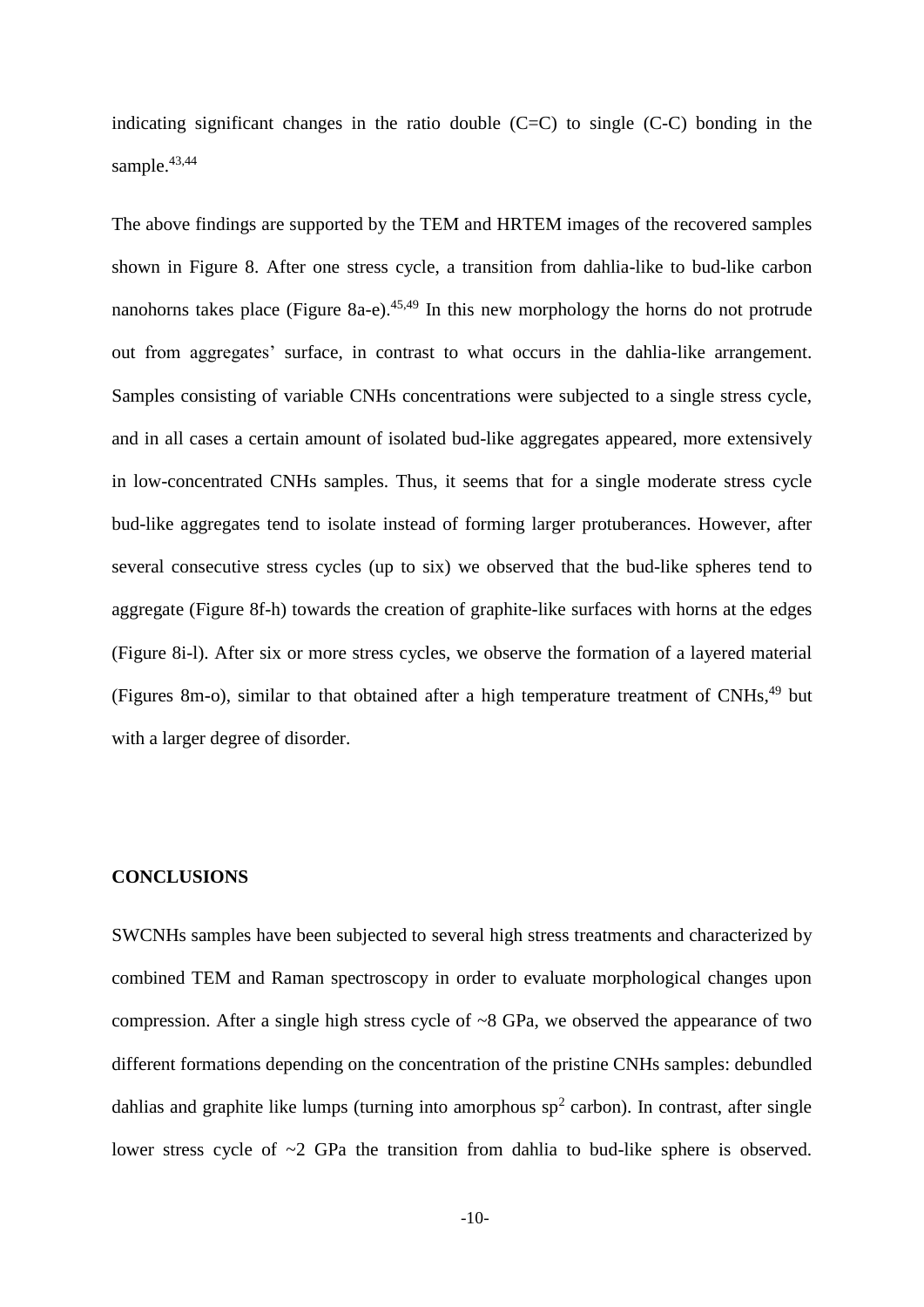indicating significant changes in the ratio double (C=C) to single (C-C) bonding in the sample.[43,44]

The above findings are supported by the TEM and HRTEM images of the recovered samples shown in Figure 8. After one stress cycle, a transition from dahlia-like to bud-like carbon nanohorns takes place (Figure 8a-e).[45,49] In this new morphology the horns do not protrude out from aggregates' surface, in contrast to what occurs in the dahlia-like arrangement. Samples consisting of variable CNHs concentrations were subjected to a single stress cycle, and in all cases a certain amount of isolated bud-like aggregates appeared, more extensively in low-concentrated CNHs samples. Thus, it seems that for a single moderate stress cycle bud-like aggregates tend to isolate instead of forming larger protuberances. However, after several consecutive stress cycles (up to six) we observed that the bud-like spheres tend to aggregate (Figure 8f-h) towards the creation of graphite-like surfaces with horns at the edges (Figure 8i-l). After six or more stress cycles, we observe the formation of a layered material (Figures 8m-o), similar to that obtained after a high temperature treatment of CNHs,[49] but with a larger degree of disorder.

## CONCLUSIONS

SWCNHs samples have been subjected to several high stress treatments and characterized by combined TEM and Raman spectroscopy in order to evaluate morphological changes upon compression. After a single high stress cycle of ~8 GPa, we observed the appearance of two different formations depending on the concentration of the pristine CNHs samples: debundled dahlias and graphite like lumps (turning into amorphous $sp^2$ carbon). In contrast, after single lower stress cycle of ~2 GPa the transition from dahlia to bud-like sphere is observed.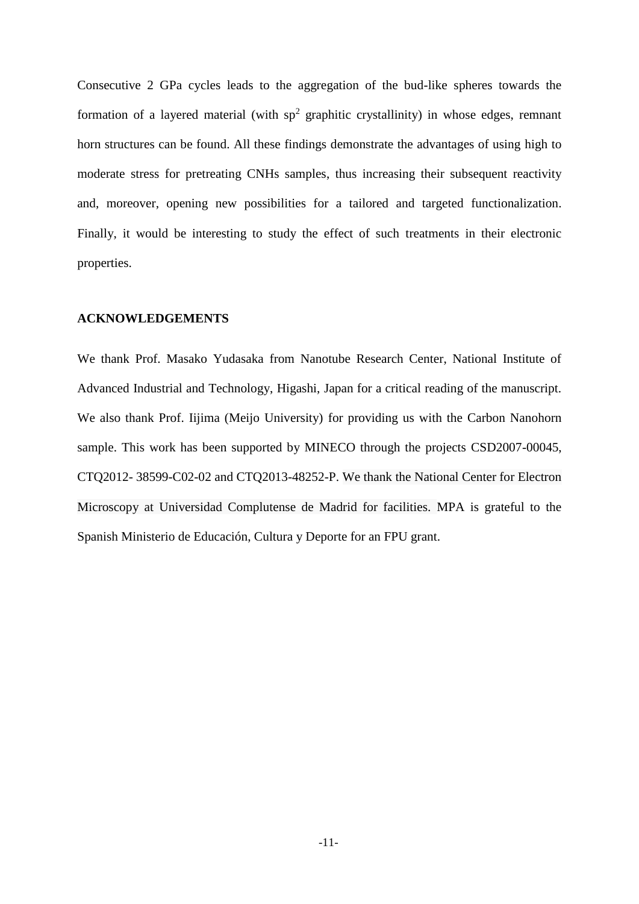Consecutive 2 GPa cycles leads to the aggregation of the bud-like spheres towards the formation of a layered material (with $sp^2$ graphitic crystallinity) in whose edges, remnant horn structures can be found. All these findings demonstrate the advantages of using high to moderate stress for pretreating CNHs samples, thus increasing their subsequent reactivity and, moreover, opening new possibilities for a tailored and targeted functionalization. Finally, it would be interesting to study the effect of such treatments in their electronic properties.

## ACKNOWLEDGEMENTS

We thank Prof. Masako Yudasaka from Nanotube Research Center, National Institute of Advanced Industrial and Technology, Higashi, Japan for a critical reading of the manuscript. We also thank Prof. Iijima (Meijo University) for providing us with the Carbon Nanohorn sample. This work has been supported by MINECO through the projects CSD2007-00045, CTQ2012- 38599-C02-02 and CTQ2013-48252-P. We thank the National Center for Electron Microscopy at Universidad Complutense de Madrid for facilities. MPA is grateful to the Spanish Ministerio de Educación, Cultura y Deporte for an FPU grant.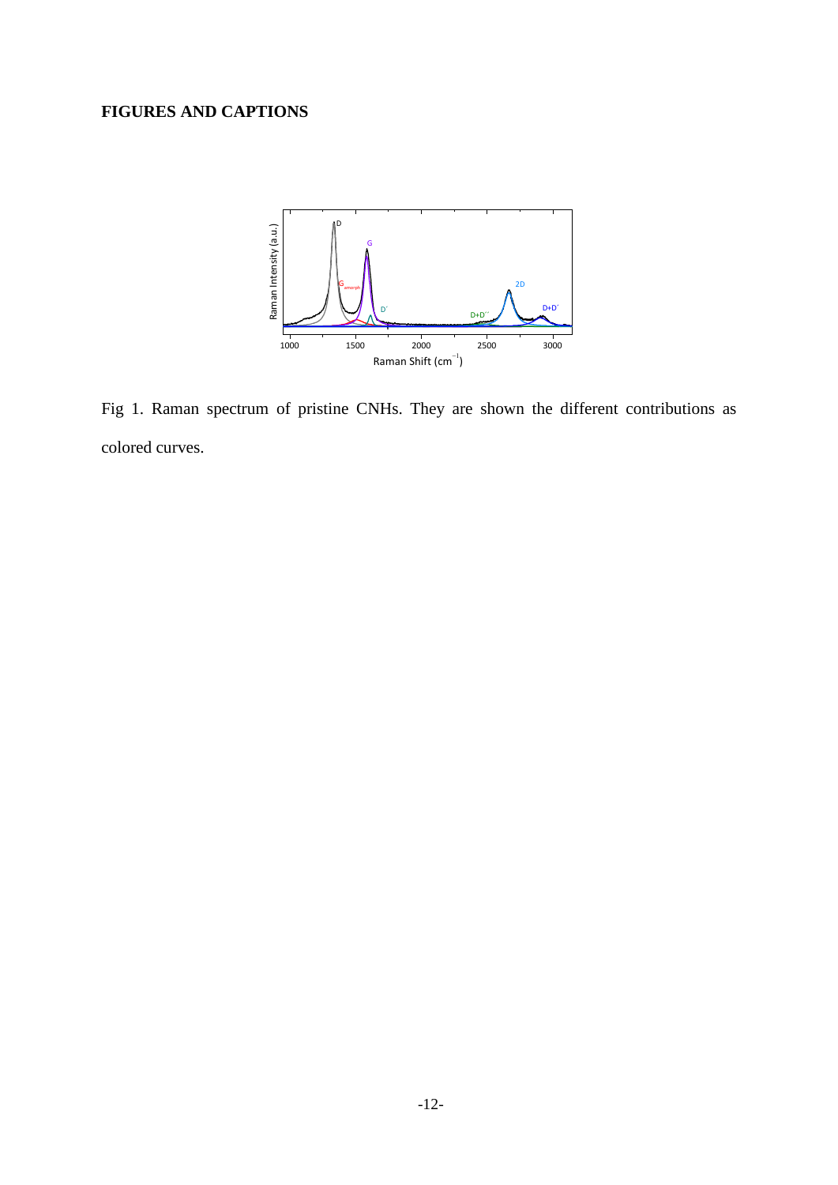**FIGURES AND CAPTIONS**

Fig 1. Raman spectrum of pristine CNHs. They are shown the different contributions as colored curves.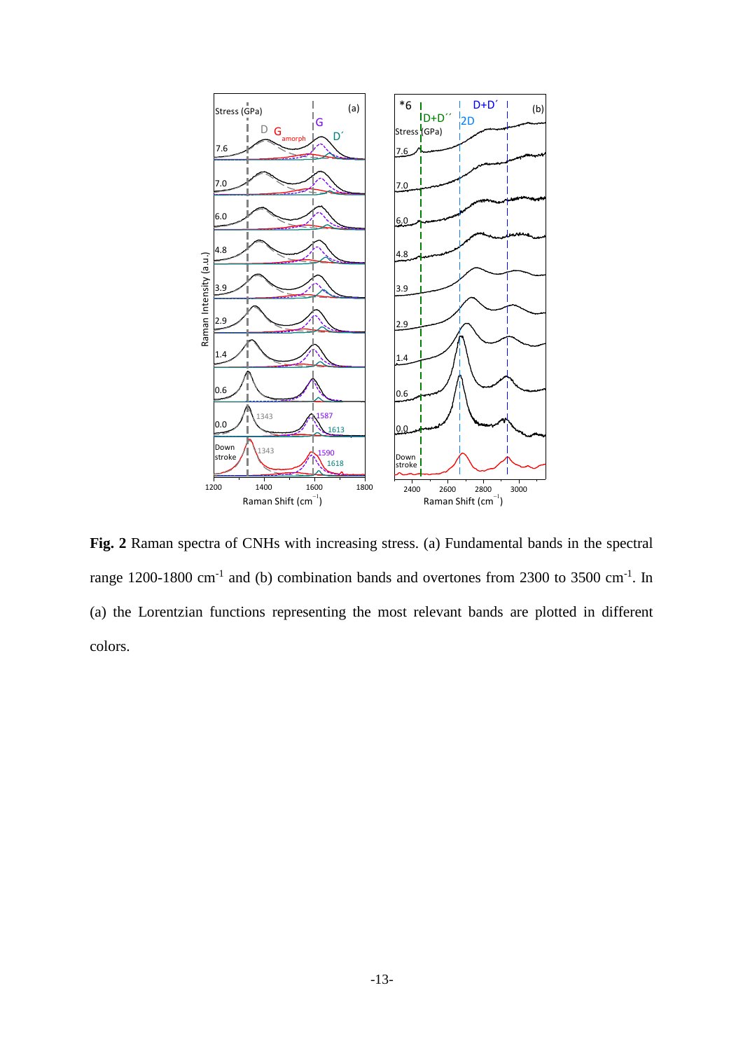**Fig. 2** Raman spectra of CNHs with increasing stress. (a) Fundamental bands in the spectral range 1200-1800 cm$^{-1}$ and (b) combination bands and overtones from 2300 to 3500 cm$^{-1}$. In (a) the Lorentzian functions representing the most relevant bands are plotted in different colors.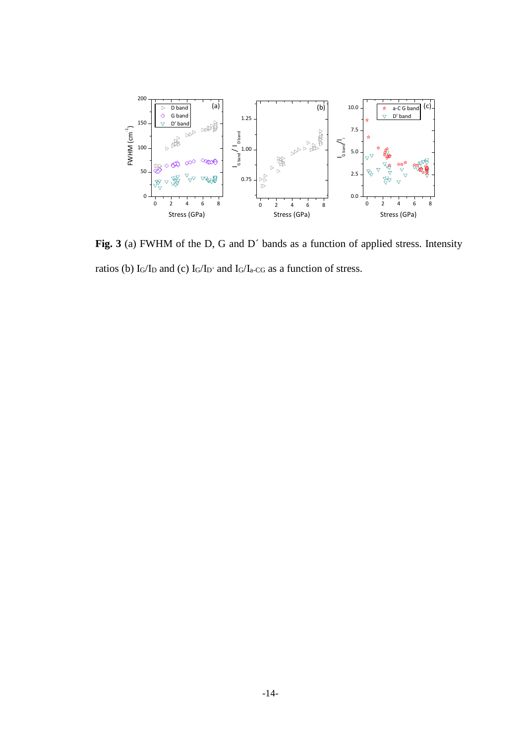**Fig. 3** (a) FWHM of the D, G and D´ bands as a function of applied stress. Intensity ratios (b) $I_G/I_D$ and (c) $I_G/I_{D'}$ and $I_G/I_{a\text{-}CG}$ as a function of stress.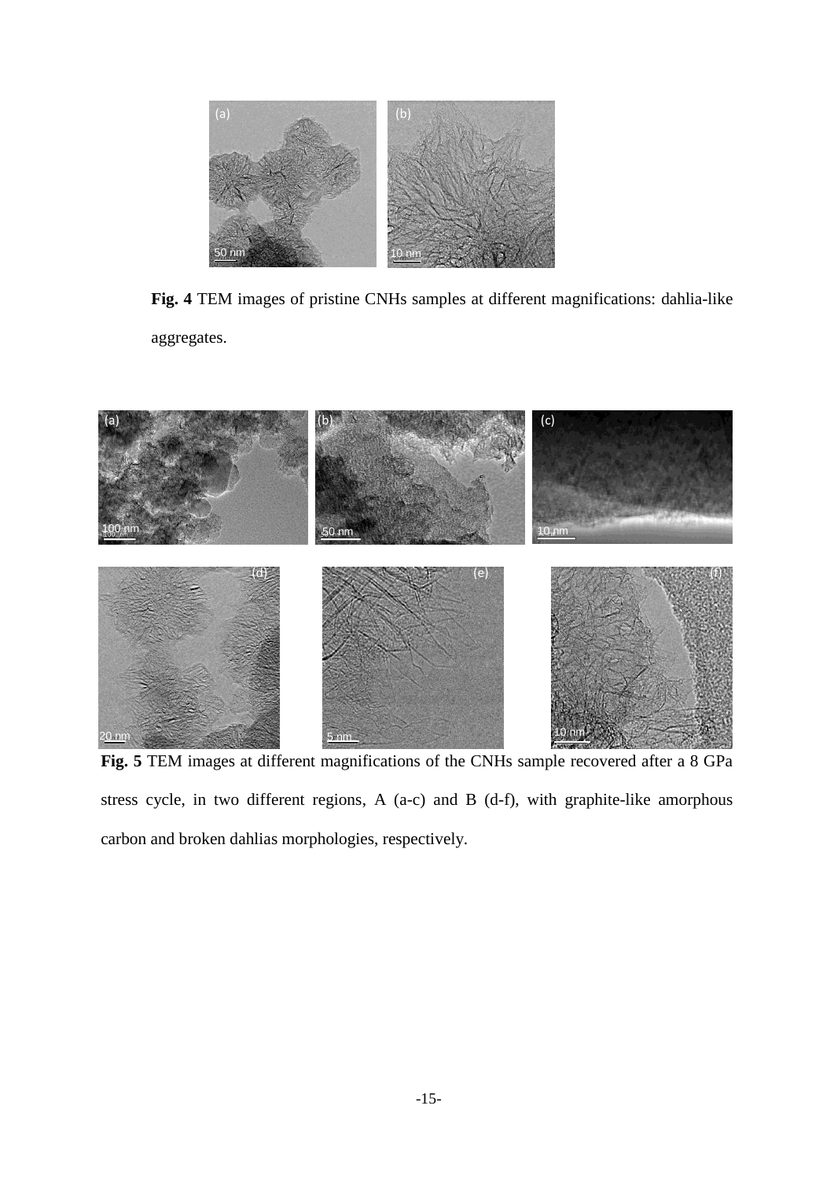**Fig. 4** TEM images of pristine CNHs samples at different magnifications: dahlia-like aggregates.

**Fig. 5** TEM images at different magnifications of the CNHs sample recovered after a 8 GPa stress cycle, in two different regions, A (a-c) and B (d-f), with graphite-like amorphous carbon and broken dahlias morphologies, respectively.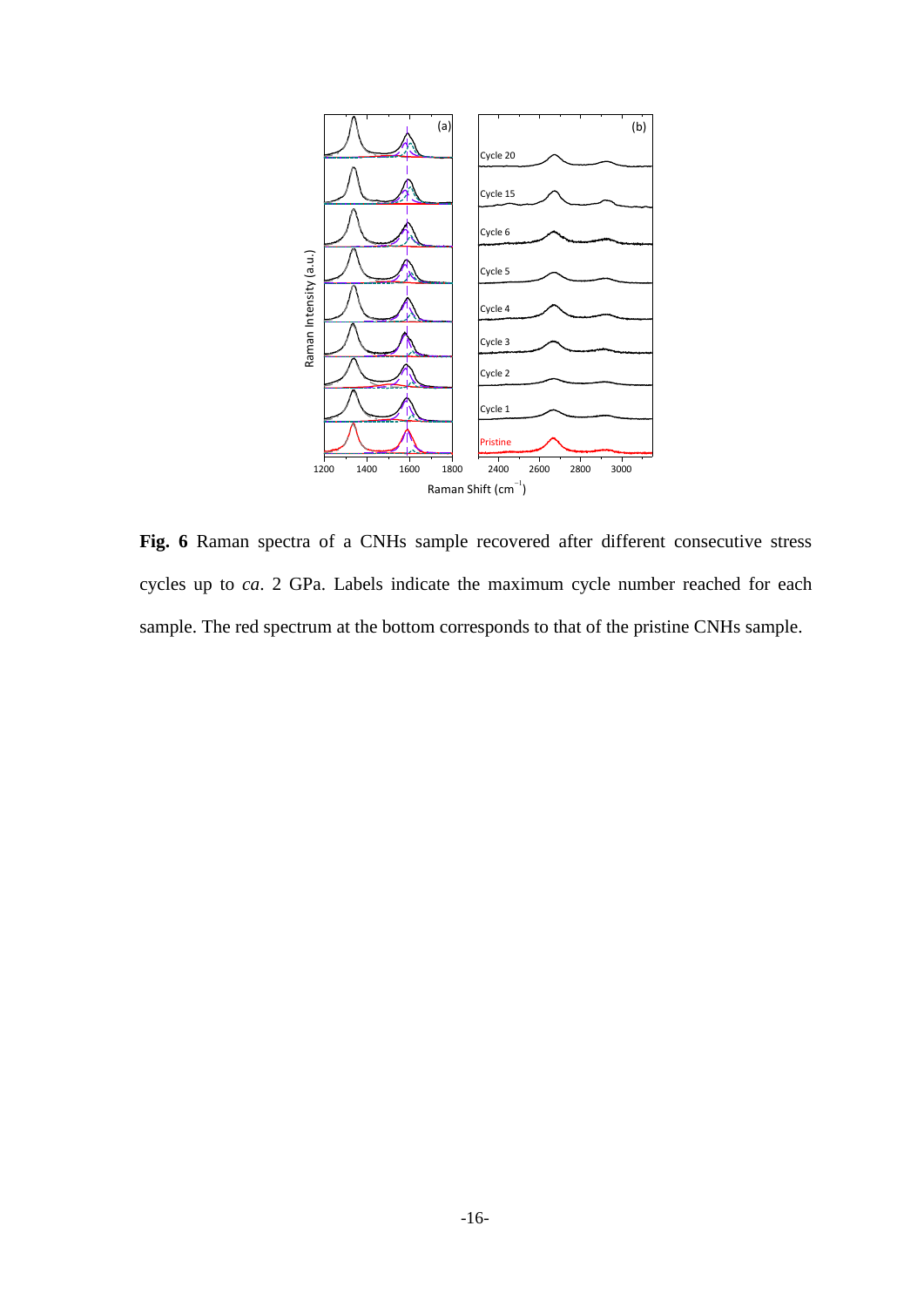**Fig. 6** Raman spectra of a CNHs sample recovered after different consecutive stress cycles up to *ca*. 2 GPa. Labels indicate the maximum cycle number reached for each sample. The red spectrum at the bottom corresponds to that of the pristine CNHs sample.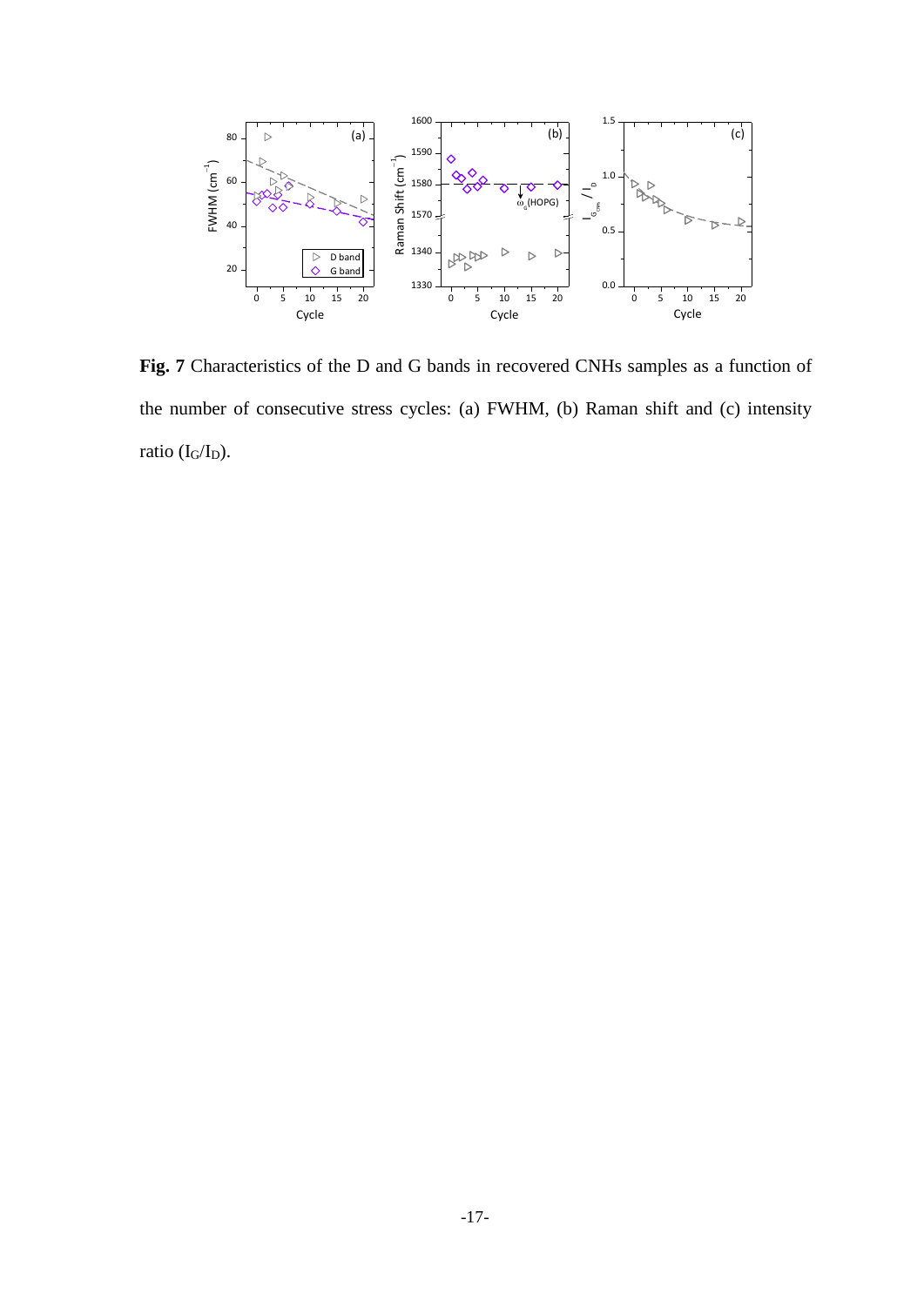**Fig. 7** Characteristics of the D and G bands in recovered CNHs samples as a function of the number of consecutive stress cycles: (a) FWHM, (b) Raman shift and (c) intensity ratio ($I_G/I_D$).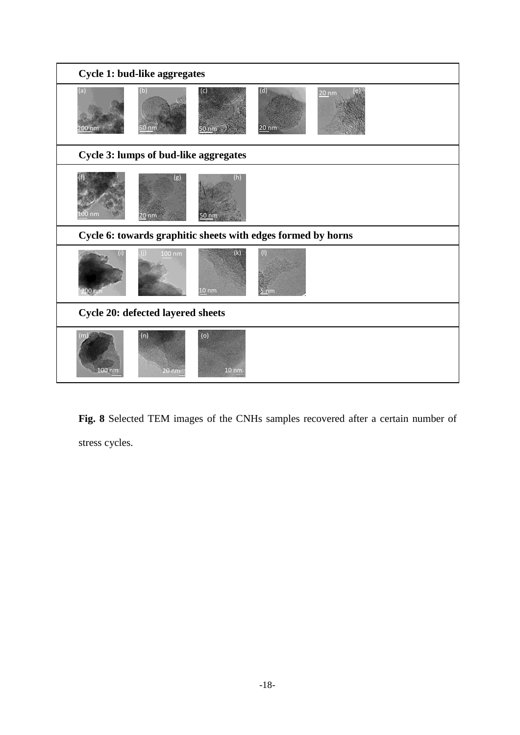**Cycle 1: bud-like aggregates**

(a) 200 nm (b) 50 nm (c) 50 nm (d) 20 nm (e) 20 nm

**Cycle 3: lumps of bud-like aggregates**

(f) 100 nm (g) 20 nm (h) 50 nm

**Cycle 6: towards graphitic sheets with edges formed by horns**

(i) 200 nm (j) 100 nm (k) 10 nm (l) 5 nm

**Cycle 20: defected layered sheets**

(m) 100 nm (n) 20 nm (o) 10 nm

**Fig. 8** Selected TEM images of the CNHs samples recovered after a certain number of stress cycles.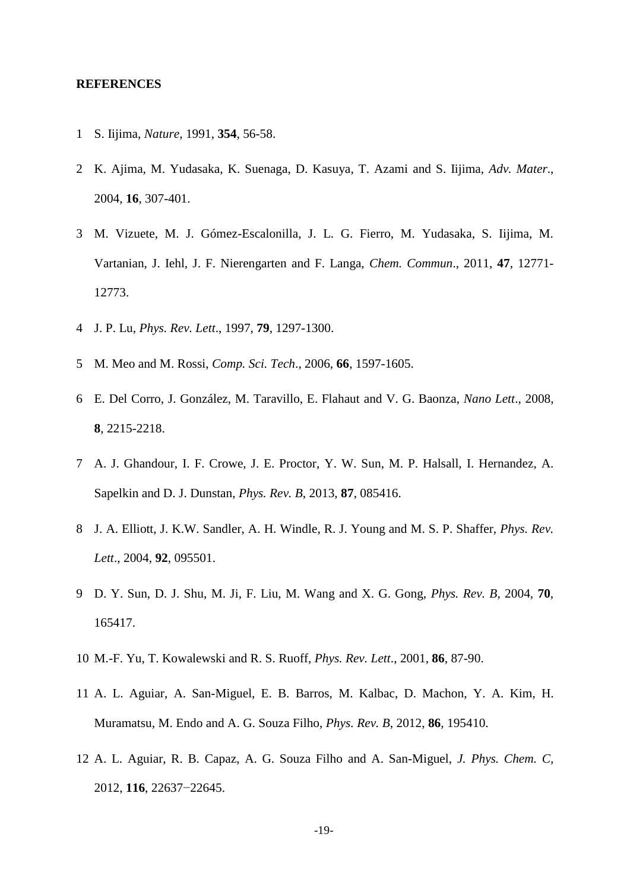**REFERENCES**

1. S. Iijima, *Nature*, 1991, **354**, 56-58.
2. K. Ajima, M. Yudasaka, K. Suenaga, D. Kasuya, T. Azami and S. Iijima, *Adv. Mater*., 2004, **16**, 307-401.
3. M. Vizuete, M. J. Gómez-Escalonilla, J. L. G. Fierro, M. Yudasaka, S. Iijima, M. Vartanian, J. Iehl, J. F. Nierengarten and F. Langa, *Chem. Commun*., 2011, **47**, 12771-12773.
4. J. P. Lu, *Phys. Rev. Lett*., 1997, **79**, 1297-1300.
5. M. Meo and M. Rossi, *Comp. Sci. Tech*., 2006, **66**, 1597-1605.
6. E. Del Corro, J. González, M. Taravillo, E. Flahaut and V. G. Baonza, *Nano Lett*., 2008, **8**, 2215-2218.
7. A. J. Ghandour, I. F. Crowe, J. E. Proctor, Y. W. Sun, M. P. Halsall, I. Hernandez, A. Sapelkin and D. J. Dunstan, *Phys. Rev. B*, 2013, **87**, 085416.
8. J. A. Elliott, J. K.W. Sandler, A. H. Windle, R. J. Young and M. S. P. Shaffer, *Phys. Rev. Lett*., 2004, **92**, 095501.
9. D. Y. Sun, D. J. Shu, M. Ji, F. Liu, M. Wang and X. G. Gong, *Phys. Rev. B*, 2004, **70**, 165417.
10. M.-F. Yu, T. Kowalewski and R. S. Ruoff, *Phys. Rev. Lett*., 2001, **86**, 87-90.
11. A. L. Aguiar, A. San-Miguel, E. B. Barros, M. Kalbac, D. Machon, Y. A. Kim, H. Muramatsu, M. Endo and A. G. Souza Filho, *Phys. Rev. B*, 2012, **86**, 195410.
12. A. L. Aguiar, R. B. Capaz, A. G. Souza Filho and A. San-Miguel, *J. Phys. Chem. C*, 2012, **116**, 22637−22645.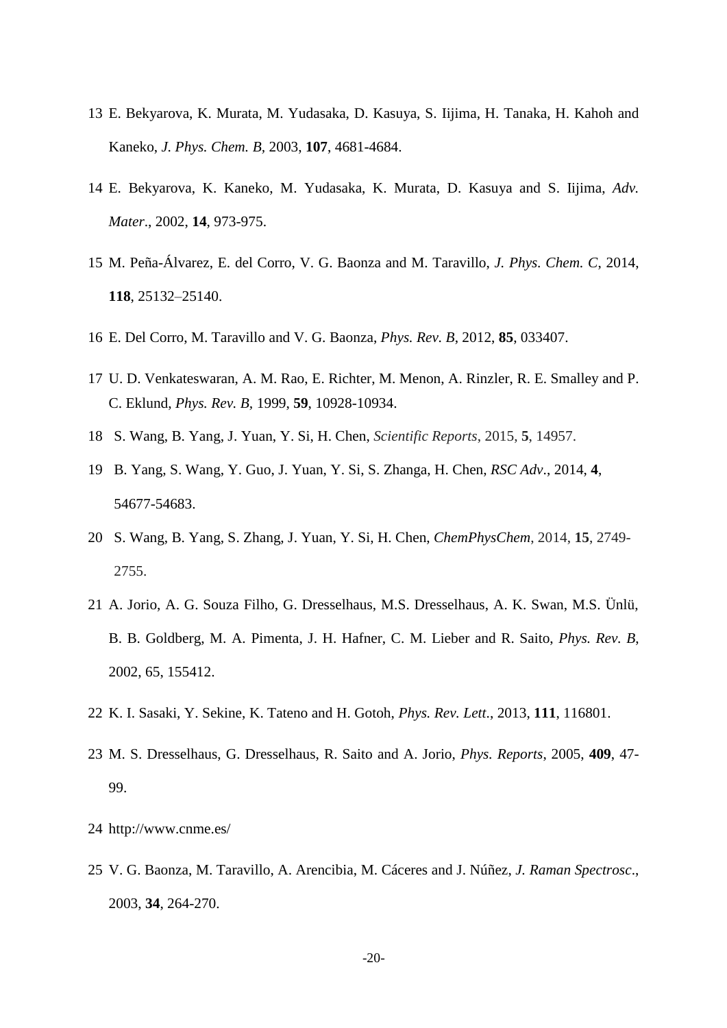13 E. Bekyarova, K. Murata, M. Yudasaka, D. Kasuya, S. Iijima, H. Tanaka, H. Kahoh and Kaneko, *J. Phys. Chem. B*, 2003, **107**, 4681-4684.

14 E. Bekyarova, K. Kaneko, M. Yudasaka, K. Murata, D. Kasuya and S. Iijima, *Adv. Mater*., 2002, **14**, 973-975.

15 M. Peña-Álvarez, E. del Corro, V. G. Baonza and M. Taravillo, *J. Phys. Chem. C*, 2014, **118**, 25132–25140.

16 E. Del Corro, M. Taravillo and V. G. Baonza, *Phys. Rev. B*, 2012, **85**, 033407.

17 U. D. Venkateswaran, A. M. Rao, E. Richter, M. Menon, A. Rinzler, R. E. Smalley and P. C. Eklund, *Phys. Rev. B*, 1999, **59**, 10928-10934.

18 S. Wang, B. Yang, J. Yuan, Y. Si, H. Chen, *Scientific Reports*, 2015, **5**, 14957.

19 B. Yang, S. Wang, Y. Guo, J. Yuan, Y. Si, S. Zhanga, H. Chen, *RSC Adv*., 2014, **4**, 54677-54683.

20 S. Wang, B. Yang, S. Zhang, J. Yuan, Y. Si, H. Chen, *ChemPhysChem*, 2014, **15**, 2749-2755.

21 A. Jorio, A. G. Souza Filho, G. Dresselhaus, M.S. Dresselhaus, A. K. Swan, M.S. Ünlü, B. B. Goldberg, M. A. Pimenta, J. H. Hafner, C. M. Lieber and R. Saito, *Phys. Rev. B*, 2002, 65, 155412.

22 K. I. Sasaki, Y. Sekine, K. Tateno and H. Gotoh, *Phys. Rev. Lett*., 2013, **111**, 116801.

23 M. S. Dresselhaus, G. Dresselhaus, R. Saito and A. Jorio, *Phys. Reports*, 2005, **409**, 47-99.

24 http://www.cnme.es/

25 V. G. Baonza, M. Taravillo, A. Arencibia, M. Cáceres and J. Núñez, *J. Raman Spectrosc*., 2003, **34**, 264-270.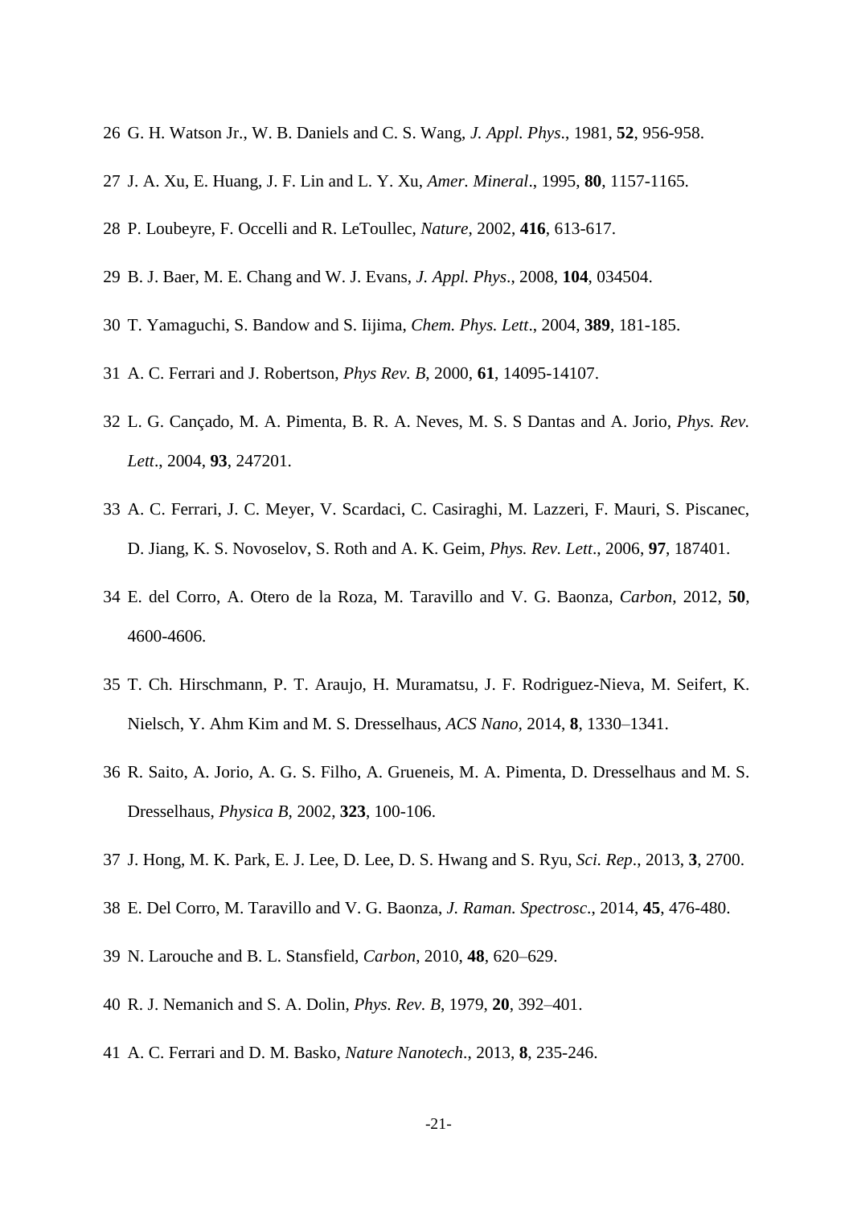26 G. H. Watson Jr., W. B. Daniels and C. S. Wang, *J. Appl. Phys*., 1981, **52**, 956-958.

27 J. A. Xu, E. Huang, J. F. Lin and L. Y. Xu, *Amer. Mineral*., 1995, **80**, 1157-1165.

28 P. Loubeyre, F. Occelli and R. LeToullec, *Nature*, 2002, **416**, 613-617.

29 B. J. Baer, M. E. Chang and W. J. Evans, *J. Appl. Phys*., 2008, **104**, 034504.

30 T. Yamaguchi, S. Bandow and S. Iijima, *Chem. Phys. Lett*., 2004, **389**, 181-185.

31 A. C. Ferrari and J. Robertson, *Phys Rev. B*, 2000, **61**, 14095-14107.

32 L. G. Cançado, M. A. Pimenta, B. R. A. Neves, M. S. S Dantas and A. Jorio, *Phys. Rev. Lett*., 2004, **93**, 247201.

33 A. C. Ferrari, J. C. Meyer, V. Scardaci, C. Casiraghi, M. Lazzeri, F. Mauri, S. Piscanec, D. Jiang, K. S. Novoselov, S. Roth and A. K. Geim, *Phys. Rev. Lett*., 2006, **97**, 187401.

34 E. del Corro, A. Otero de la Roza, M. Taravillo and V. G. Baonza, *Carbon*, 2012, **50**, 4600-4606.

35 T. Ch. Hirschmann, P. T. Araujo, H. Muramatsu, J. F. Rodriguez-Nieva, M. Seifert, K. Nielsch, Y. Ahm Kim and M. S. Dresselhaus, *ACS Nano*, 2014, **8**, 1330–1341.

36 R. Saito, A. Jorio, A. G. S. Filho, A. Grueneis, M. A. Pimenta, D. Dresselhaus and M. S. Dresselhaus, *Physica B*, 2002, **323**, 100-106.

37 J. Hong, M. K. Park, E. J. Lee, D. Lee, D. S. Hwang and S. Ryu, *Sci. Rep*., 2013, **3**, 2700.

38 E. Del Corro, M. Taravillo and V. G. Baonza, *J. Raman. Spectrosc*., 2014, **45**, 476-480.

39 N. Larouche and B. L. Stansfield, *Carbon*, 2010, **48**, 620–629.

40 R. J. Nemanich and S. A. Dolin, *Phys. Rev. B*, 1979, **20**, 392–401.

41 A. C. Ferrari and D. M. Basko, *Nature Nanotech*., 2013, **8**, 235-246.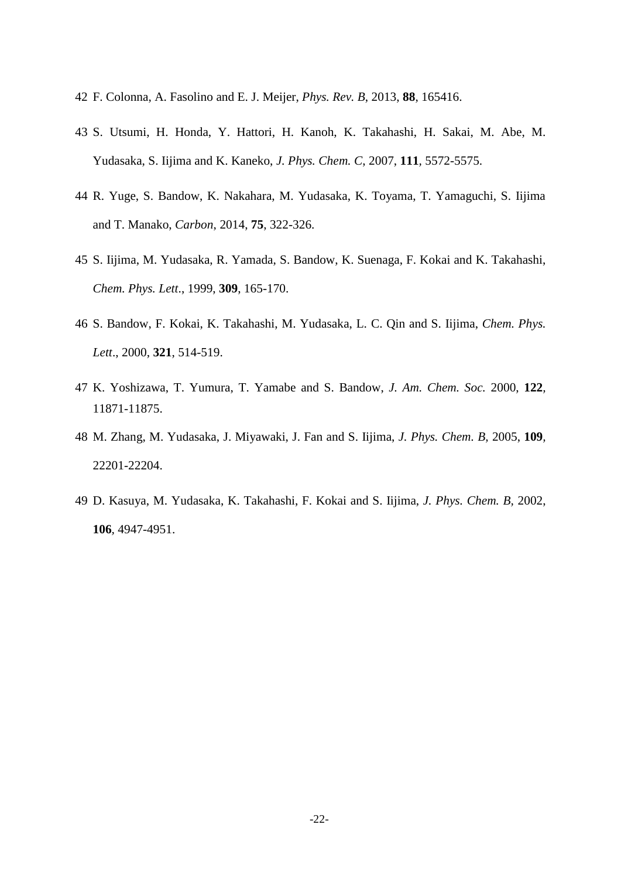42 F. Colonna, A. Fasolino and E. J. Meijer, *Phys. Rev. B*, 2013, **88**, 165416.

43 S. Utsumi, H. Honda, Y. Hattori, H. Kanoh, K. Takahashi, H. Sakai, M. Abe, M. Yudasaka, S. Iijima and K. Kaneko, *J. Phys. Chem. C*, 2007, **111**, 5572-5575.

44 R. Yuge, S. Bandow, K. Nakahara, M. Yudasaka, K. Toyama, T. Yamaguchi, S. Iijima and T. Manako, *Carbon*, 2014, **75**, 322-326.

45 S. Iijima, M. Yudasaka, R. Yamada, S. Bandow, K. Suenaga, F. Kokai and K. Takahashi, *Chem. Phys. Lett*., 1999, **309**, 165-170.

46 S. Bandow, F. Kokai, K. Takahashi, M. Yudasaka, L. C. Qin and S. Iijima, *Chem. Phys. Lett*., 2000, **321**, 514-519.

47 K. Yoshizawa, T. Yumura, T. Yamabe and S. Bandow, *J. Am. Chem. Soc.* 2000, **122**, 11871-11875.

48 M. Zhang, M. Yudasaka, J. Miyawaki, J. Fan and S. Iijima, *J. Phys. Chem. B,* 2005, **109**, 22201-22204.

49 D. Kasuya, M. Yudasaka, K. Takahashi, F. Kokai and S. Iijima, *J. Phys. Chem. B*, 2002, **106**, 4947-4951.